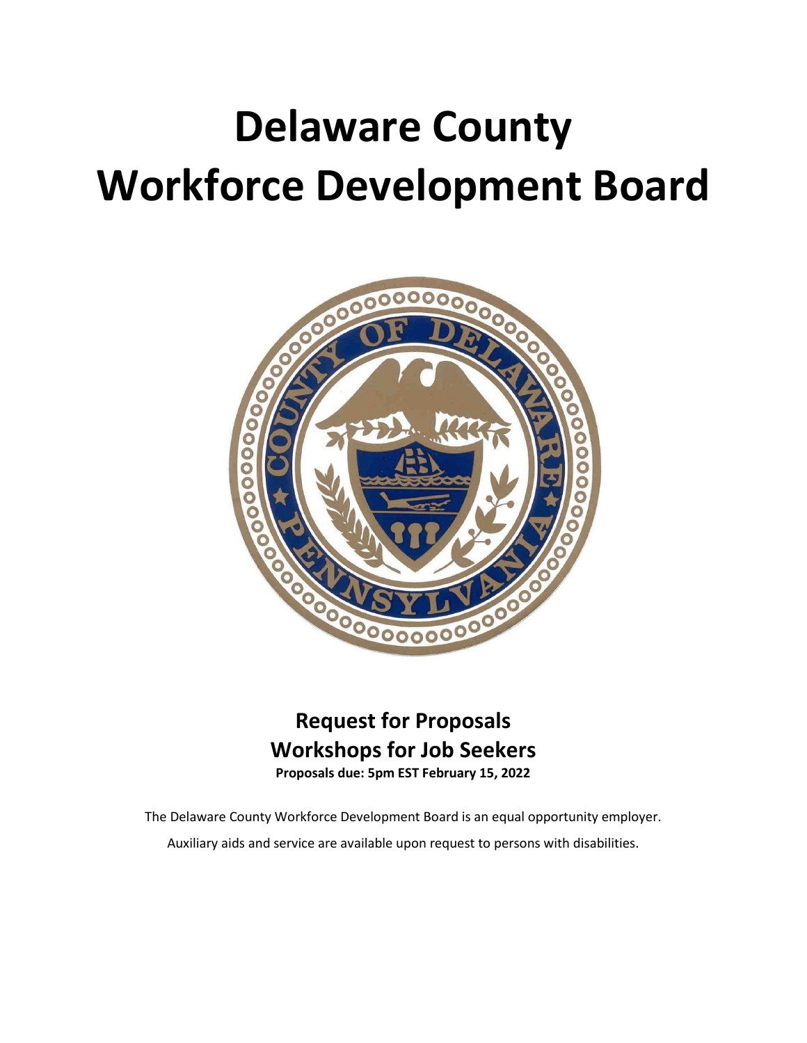# Delaware County Workforce Development Board

## Request for Proposals
## Workshops for Job Seekers

**Proposals due: 5pm EST February 15, 2022**

The Delaware County Workforce Development Board is an equal opportunity employer.

Auxiliary aids and service are available upon request to persons with disabilities.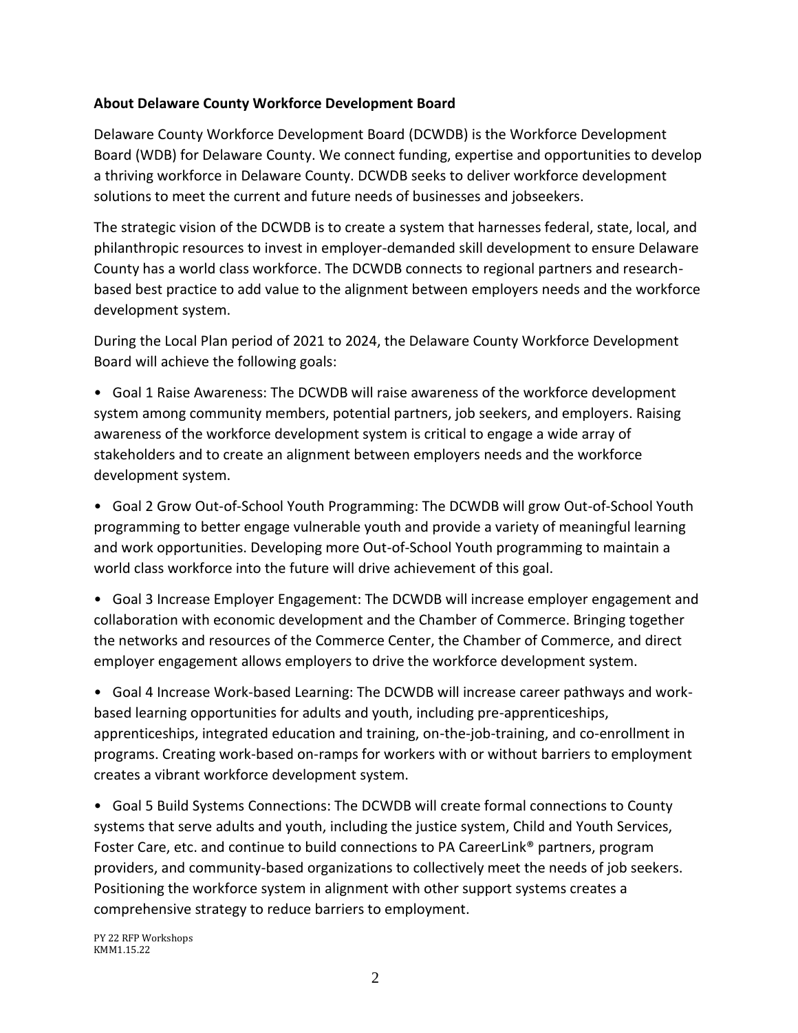**About Delaware County Workforce Development Board**

Delaware County Workforce Development Board (DCWDB) is the Workforce Development Board (WDB) for Delaware County. We connect funding, expertise and opportunities to develop a thriving workforce in Delaware County. DCWDB seeks to deliver workforce development solutions to meet the current and future needs of businesses and jobseekers.

The strategic vision of the DCWDB is to create a system that harnesses federal, state, local, and philanthropic resources to invest in employer-demanded skill development to ensure Delaware County has a world class workforce. The DCWDB connects to regional partners and research-based best practice to add value to the alignment between employers needs and the workforce development system.

During the Local Plan period of 2021 to 2024, the Delaware County Workforce Development Board will achieve the following goals:

- Goal 1 Raise Awareness: The DCWDB will raise awareness of the workforce development system among community members, potential partners, job seekers, and employers. Raising awareness of the workforce development system is critical to engage a wide array of stakeholders and to create an alignment between employers needs and the workforce development system.

- Goal 2 Grow Out-of-School Youth Programming: The DCWDB will grow Out-of-School Youth programming to better engage vulnerable youth and provide a variety of meaningful learning and work opportunities. Developing more Out-of-School Youth programming to maintain a world class workforce into the future will drive achievement of this goal.

- Goal 3 Increase Employer Engagement: The DCWDB will increase employer engagement and collaboration with economic development and the Chamber of Commerce. Bringing together the networks and resources of the Commerce Center, the Chamber of Commerce, and direct employer engagement allows employers to drive the workforce development system.

- Goal 4 Increase Work-based Learning: The DCWDB will increase career pathways and work-based learning opportunities for adults and youth, including pre-apprenticeships, apprenticeships, integrated education and training, on-the-job-training, and co-enrollment in programs. Creating work-based on-ramps for workers with or without barriers to employment creates a vibrant workforce development system.

- Goal 5 Build Systems Connections: The DCWDB will create formal connections to County systems that serve adults and youth, including the justice system, Child and Youth Services, Foster Care, etc. and continue to build connections to PA CareerLink® partners, program providers, and community-based organizations to collectively meet the needs of job seekers. Positioning the workforce system in alignment with other support systems creates a comprehensive strategy to reduce barriers to employment.

PY 22 RFP Workshops
KMM1.15.22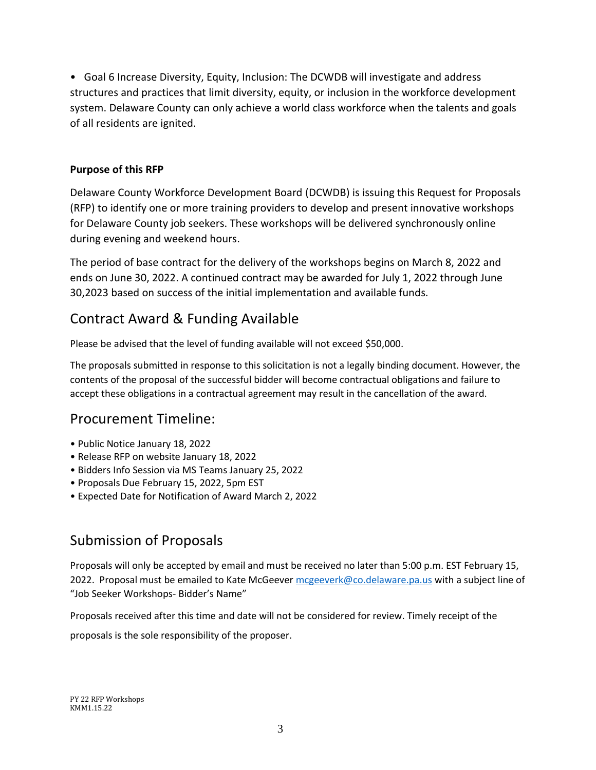- Goal 6 Increase Diversity, Equity, Inclusion: The DCWDB will investigate and address structures and practices that limit diversity, equity, or inclusion in the workforce development system. Delaware County can only achieve a world class workforce when the talents and goals of all residents are ignited.

**Purpose of this RFP**

Delaware County Workforce Development Board (DCWDB) is issuing this Request for Proposals (RFP) to identify one or more training providers to develop and present innovative workshops for Delaware County job seekers. These workshops will be delivered synchronously online during evening and weekend hours.

The period of base contract for the delivery of the workshops begins on March 8, 2022 and ends on June 30, 2022. A continued contract may be awarded for July 1, 2022 through June 30,2023 based on success of the initial implementation and available funds.

## Contract Award & Funding Available

Please be advised that the level of funding available will not exceed $50,000.

The proposals submitted in response to this solicitation is not a legally binding document. However, the contents of the proposal of the successful bidder will become contractual obligations and failure to accept these obligations in a contractual agreement may result in the cancellation of the award.

## Procurement Timeline:

- Public Notice January 18, 2022
- Release RFP on website January 18, 2022
- Bidders Info Session via MS Teams January 25, 2022
- Proposals Due February 15, 2022, 5pm EST
- Expected Date for Notification of Award March 2, 2022

## Submission of Proposals

Proposals will only be accepted by email and must be received no later than 5:00 p.m. EST February 15, 2022. Proposal must be emailed to Kate McGeever mcgeeverk@co.delaware.pa.us with a subject line of "Job Seeker Workshops- Bidder's Name"

Proposals received after this time and date will not be considered for review. Timely receipt of the proposals is the sole responsibility of the proposer.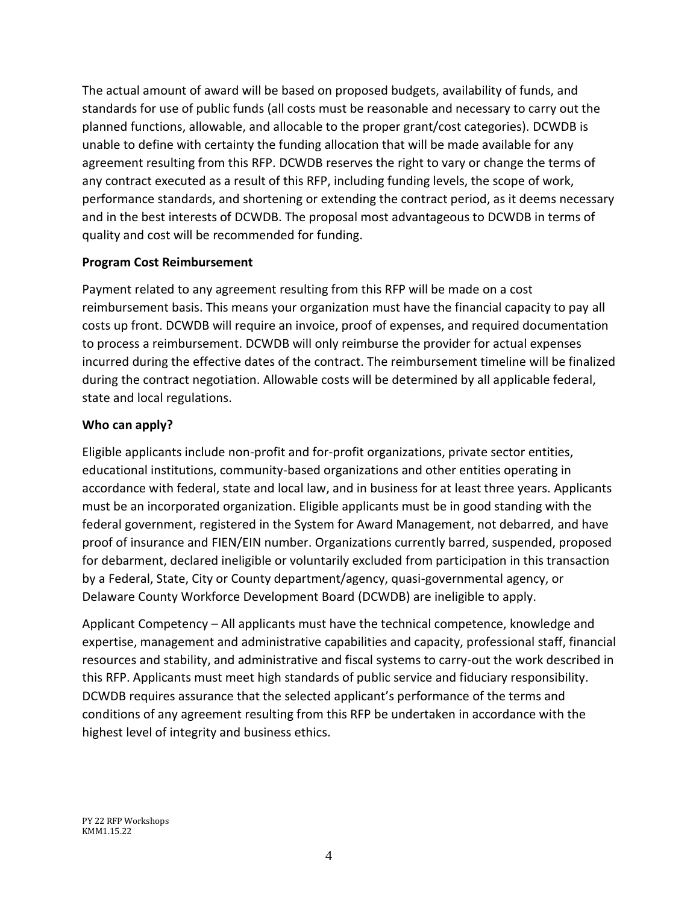The actual amount of award will be based on proposed budgets, availability of funds, and standards for use of public funds (all costs must be reasonable and necessary to carry out the planned functions, allowable, and allocable to the proper grant/cost categories). DCWDB is unable to define with certainty the funding allocation that will be made available for any agreement resulting from this RFP. DCWDB reserves the right to vary or change the terms of any contract executed as a result of this RFP, including funding levels, the scope of work, performance standards, and shortening or extending the contract period, as it deems necessary and in the best interests of DCWDB. The proposal most advantageous to DCWDB in terms of quality and cost will be recommended for funding.

**Program Cost Reimbursement**

Payment related to any agreement resulting from this RFP will be made on a cost reimbursement basis. This means your organization must have the financial capacity to pay all costs up front. DCWDB will require an invoice, proof of expenses, and required documentation to process a reimbursement. DCWDB will only reimburse the provider for actual expenses incurred during the effective dates of the contract. The reimbursement timeline will be finalized during the contract negotiation. Allowable costs will be determined by all applicable federal, state and local regulations.

**Who can apply?**

Eligible applicants include non-profit and for-profit organizations, private sector entities, educational institutions, community-based organizations and other entities operating in accordance with federal, state and local law, and in business for at least three years. Applicants must be an incorporated organization. Eligible applicants must be in good standing with the federal government, registered in the System for Award Management, not debarred, and have proof of insurance and FIEN/EIN number. Organizations currently barred, suspended, proposed for debarment, declared ineligible or voluntarily excluded from participation in this transaction by a Federal, State, City or County department/agency, quasi-governmental agency, or Delaware County Workforce Development Board (DCWDB) are ineligible to apply.

Applicant Competency – All applicants must have the technical competence, knowledge and expertise, management and administrative capabilities and capacity, professional staff, financial resources and stability, and administrative and fiscal systems to carry-out the work described in this RFP. Applicants must meet high standards of public service and fiduciary responsibility. DCWDB requires assurance that the selected applicant's performance of the terms and conditions of any agreement resulting from this RFP be undertaken in accordance with the highest level of integrity and business ethics.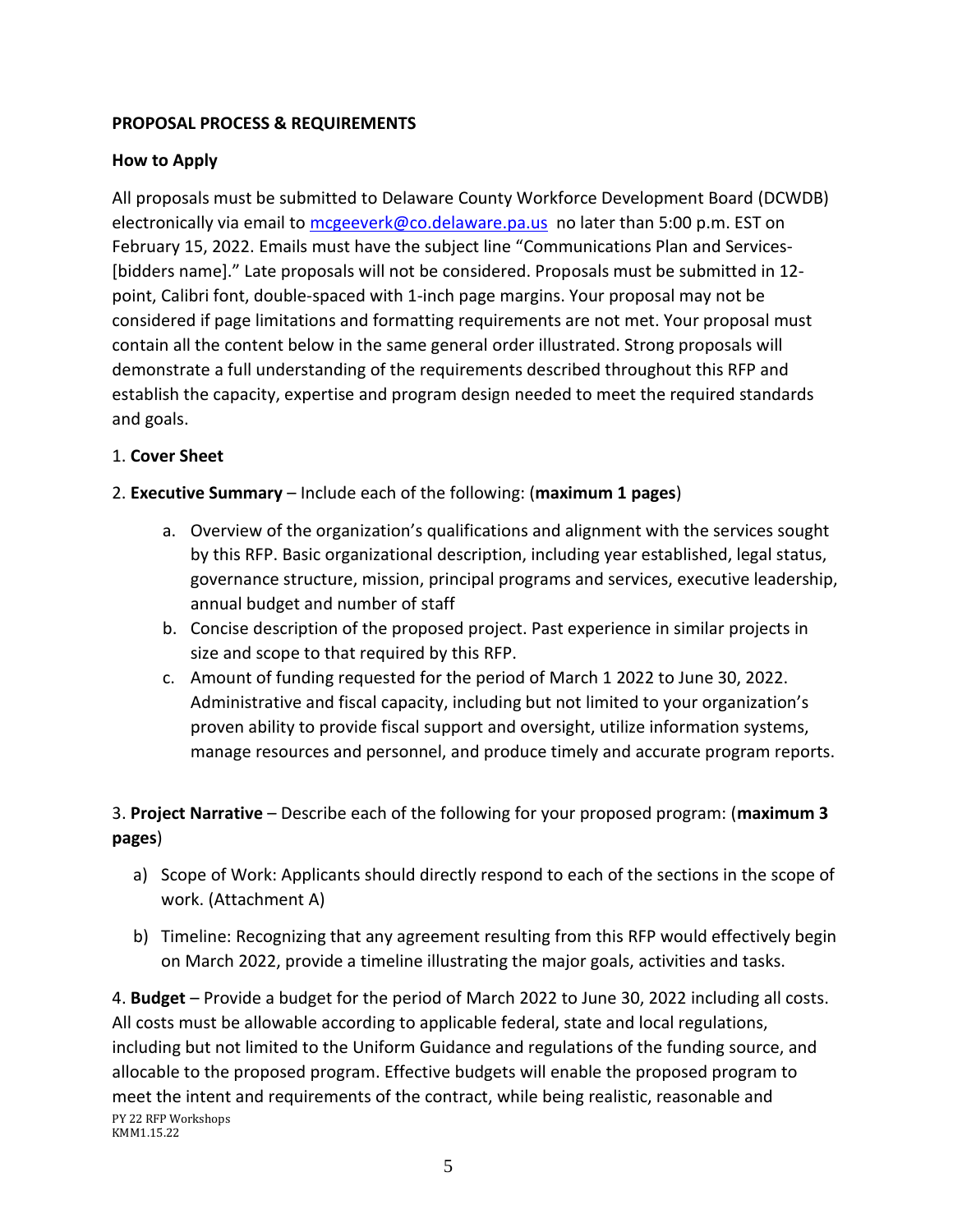**PROPOSAL PROCESS & REQUIREMENTS**

**How to Apply**

All proposals must be submitted to Delaware County Workforce Development Board (DCWDB) electronically via email to [mcgeeverk@co.delaware.pa.us](mailto:mcgeeverk@co.delaware.pa.us) no later than 5:00 p.m. EST on February 15, 2022. Emails must have the subject line "Communications Plan and Services-[bidders name]." Late proposals will not be considered. Proposals must be submitted in 12-point, Calibri font, double-spaced with 1-inch page margins. Your proposal may not be considered if page limitations and formatting requirements are not met. Your proposal must contain all the content below in the same general order illustrated. Strong proposals will demonstrate a full understanding of the requirements described throughout this RFP and establish the capacity, expertise and program design needed to meet the required standards and goals.

1. **Cover Sheet**

2. **Executive Summary** – Include each of the following: (**maximum 1 pages**)

   a. Overview of the organization's qualifications and alignment with the services sought by this RFP. Basic organizational description, including year established, legal status, governance structure, mission, principal programs and services, executive leadership, annual budget and number of staff
   b. Concise description of the proposed project. Past experience in similar projects in size and scope to that required by this RFP.
   c. Amount of funding requested for the period of March 1 2022 to June 30, 2022. Administrative and fiscal capacity, including but not limited to your organization's proven ability to provide fiscal support and oversight, utilize information systems, manage resources and personnel, and produce timely and accurate program reports.

3. **Project Narrative** – Describe each of the following for your proposed program: (**maximum 3 pages**)

   a) Scope of Work: Applicants should directly respond to each of the sections in the scope of work. (Attachment A)

   b) Timeline: Recognizing that any agreement resulting from this RFP would effectively begin on March 2022, provide a timeline illustrating the major goals, activities and tasks.

4. **Budget** – Provide a budget for the period of March 2022 to June 30, 2022 including all costs. All costs must be allowable according to applicable federal, state and local regulations, including but not limited to the Uniform Guidance and regulations of the funding source, and allocable to the proposed program. Effective budgets will enable the proposed program to meet the intent and requirements of the contract, while being realistic, reasonable and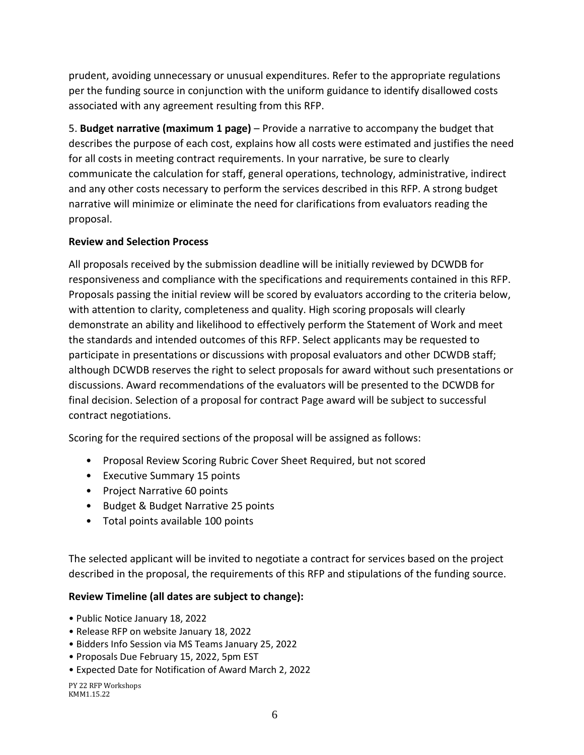prudent, avoiding unnecessary or unusual expenditures. Refer to the appropriate regulations per the funding source in conjunction with the uniform guidance to identify disallowed costs associated with any agreement resulting from this RFP.

5. **Budget narrative (maximum 1 page)** – Provide a narrative to accompany the budget that describes the purpose of each cost, explains how all costs were estimated and justifies the need for all costs in meeting contract requirements. In your narrative, be sure to clearly communicate the calculation for staff, general operations, technology, administrative, indirect and any other costs necessary to perform the services described in this RFP. A strong budget narrative will minimize or eliminate the need for clarifications from evaluators reading the proposal.

**Review and Selection Process**

All proposals received by the submission deadline will be initially reviewed by DCWDB for responsiveness and compliance with the specifications and requirements contained in this RFP. Proposals passing the initial review will be scored by evaluators according to the criteria below, with attention to clarity, completeness and quality. High scoring proposals will clearly demonstrate an ability and likelihood to effectively perform the Statement of Work and meet the standards and intended outcomes of this RFP. Select applicants may be requested to participate in presentations or discussions with proposal evaluators and other DCWDB staff; although DCWDB reserves the right to select proposals for award without such presentations or discussions. Award recommendations of the evaluators will be presented to the DCWDB for final decision. Selection of a proposal for contract Page award will be subject to successful contract negotiations.

Scoring for the required sections of the proposal will be assigned as follows:

- Proposal Review Scoring Rubric Cover Sheet Required, but not scored
- Executive Summary 15 points
- Project Narrative 60 points
- Budget & Budget Narrative 25 points
- Total points available 100 points

The selected applicant will be invited to negotiate a contract for services based on the project described in the proposal, the requirements of this RFP and stipulations of the funding source.

**Review Timeline (all dates are subject to change):**

- Public Notice January 18, 2022
- Release RFP on website January 18, 2022
- Bidders Info Session via MS Teams January 25, 2022
- Proposals Due February 15, 2022, 5pm EST
- Expected Date for Notification of Award March 2, 2022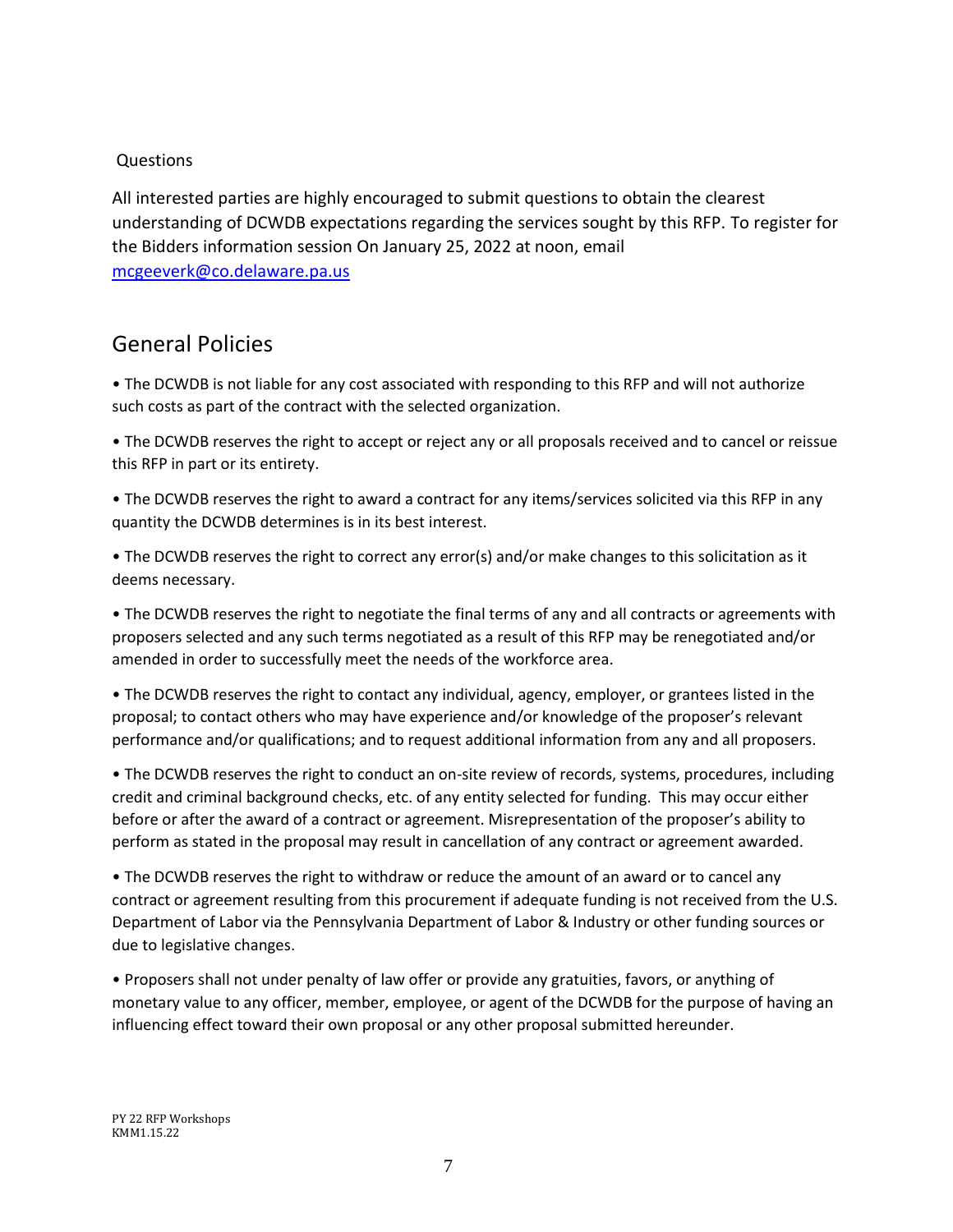Questions

All interested parties are highly encouraged to submit questions to obtain the clearest understanding of DCWDB expectations regarding the services sought by this RFP. To register for the Bidders information session On January 25, 2022 at noon, email mcgeeverk@co.delaware.pa.us

## General Policies

• The DCWDB is not liable for any cost associated with responding to this RFP and will not authorize such costs as part of the contract with the selected organization.

• The DCWDB reserves the right to accept or reject any or all proposals received and to cancel or reissue this RFP in part or its entirety.

• The DCWDB reserves the right to award a contract for any items/services solicited via this RFP in any quantity the DCWDB determines is in its best interest.

• The DCWDB reserves the right to correct any error(s) and/or make changes to this solicitation as it deems necessary.

• The DCWDB reserves the right to negotiate the final terms of any and all contracts or agreements with proposers selected and any such terms negotiated as a result of this RFP may be renegotiated and/or amended in order to successfully meet the needs of the workforce area.

• The DCWDB reserves the right to contact any individual, agency, employer, or grantees listed in the proposal; to contact others who may have experience and/or knowledge of the proposer's relevant performance and/or qualifications; and to request additional information from any and all proposers.

• The DCWDB reserves the right to conduct an on-site review of records, systems, procedures, including credit and criminal background checks, etc. of any entity selected for funding. This may occur either before or after the award of a contract or agreement. Misrepresentation of the proposer's ability to perform as stated in the proposal may result in cancellation of any contract or agreement awarded.

• The DCWDB reserves the right to withdraw or reduce the amount of an award or to cancel any contract or agreement resulting from this procurement if adequate funding is not received from the U.S. Department of Labor via the Pennsylvania Department of Labor & Industry or other funding sources or due to legislative changes.

• Proposers shall not under penalty of law offer or provide any gratuities, favors, or anything of monetary value to any officer, member, employee, or agent of the DCWDB for the purpose of having an influencing effect toward their own proposal or any other proposal submitted hereunder.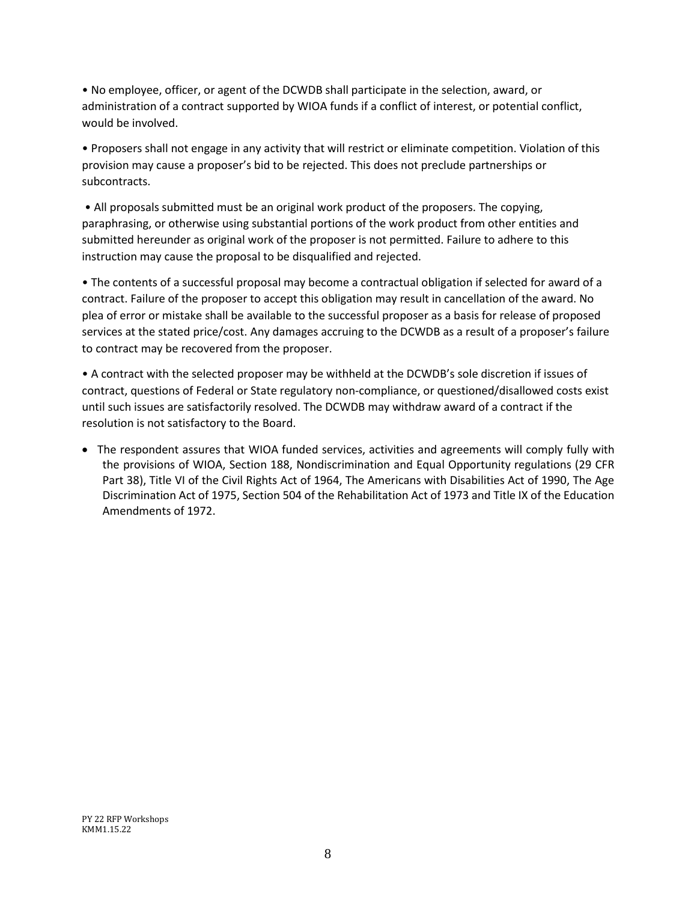- No employee, officer, or agent of the DCWDB shall participate in the selection, award, or administration of a contract supported by WIOA funds if a conflict of interest, or potential conflict, would be involved.

- Proposers shall not engage in any activity that will restrict or eliminate competition. Violation of this provision may cause a proposer's bid to be rejected. This does not preclude partnerships or subcontracts.

- All proposals submitted must be an original work product of the proposers. The copying, paraphrasing, or otherwise using substantial portions of the work product from other entities and submitted hereunder as original work of the proposer is not permitted. Failure to adhere to this instruction may cause the proposal to be disqualified and rejected.

- The contents of a successful proposal may become a contractual obligation if selected for award of a contract. Failure of the proposer to accept this obligation may result in cancellation of the award. No plea of error or mistake shall be available to the successful proposer as a basis for release of proposed services at the stated price/cost. Any damages accruing to the DCWDB as a result of a proposer's failure to contract may be recovered from the proposer.

- A contract with the selected proposer may be withheld at the DCWDB's sole discretion if issues of contract, questions of Federal or State regulatory non-compliance, or questioned/disallowed costs exist until such issues are satisfactorily resolved. The DCWDB may withdraw award of a contract if the resolution is not satisfactory to the Board.

- The respondent assures that WIOA funded services, activities and agreements will comply fully with the provisions of WIOA, Section 188, Nondiscrimination and Equal Opportunity regulations (29 CFR Part 38), Title VI of the Civil Rights Act of 1964, The Americans with Disabilities Act of 1990, The Age Discrimination Act of 1975, Section 504 of the Rehabilitation Act of 1973 and Title IX of the Education Amendments of 1972.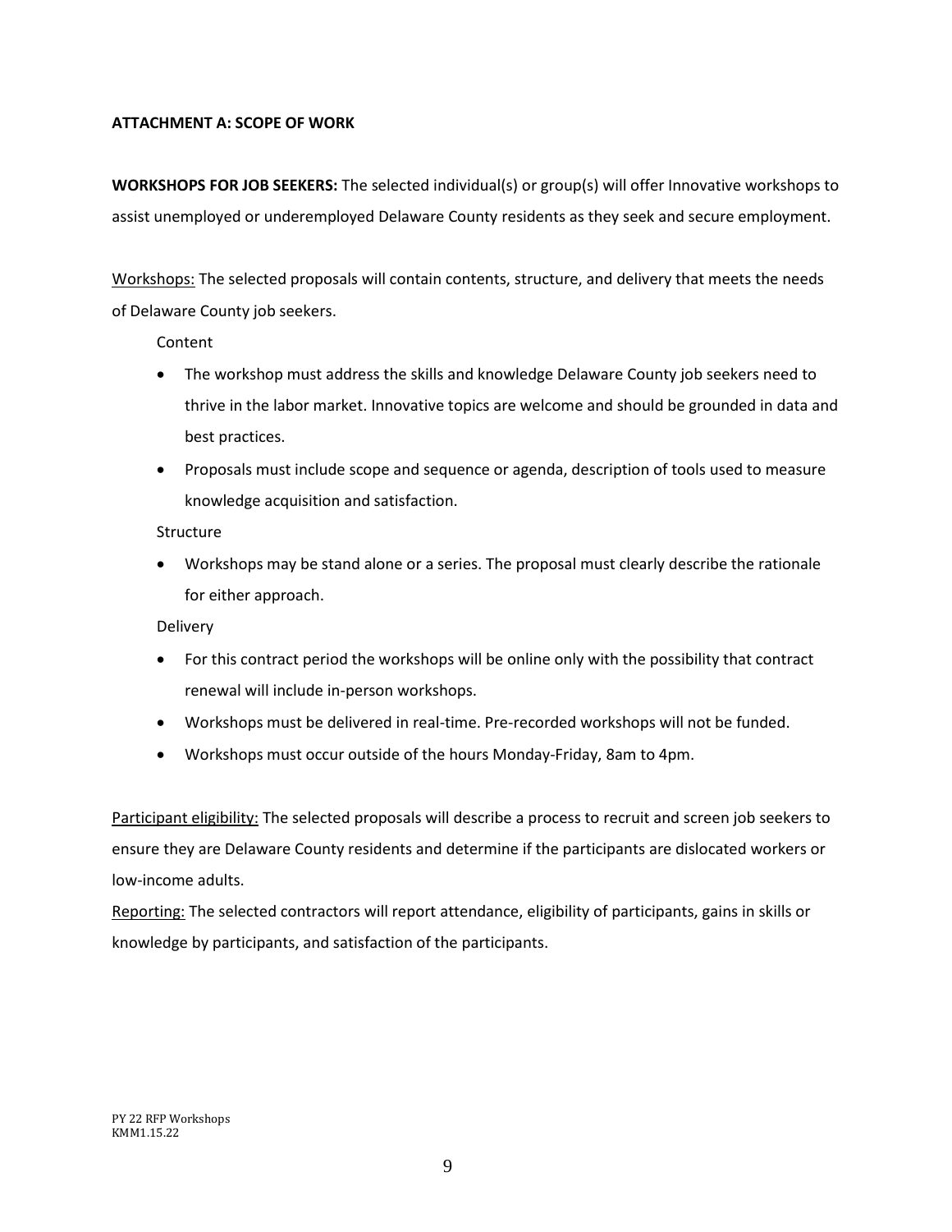**ATTACHMENT A: SCOPE OF WORK**

**WORKSHOPS FOR JOB SEEKERS:** The selected individual(s) or group(s) will offer Innovative workshops to assist unemployed or underemployed Delaware County residents as they seek and secure employment.

<u>Workshops:</u> The selected proposals will contain contents, structure, and delivery that meets the needs of Delaware County job seekers.

Content

- The workshop must address the skills and knowledge Delaware County job seekers need to thrive in the labor market. Innovative topics are welcome and should be grounded in data and best practices.
- Proposals must include scope and sequence or agenda, description of tools used to measure knowledge acquisition and satisfaction.

Structure

- Workshops may be stand alone or a series. The proposal must clearly describe the rationale for either approach.

Delivery

- For this contract period the workshops will be online only with the possibility that contract renewal will include in-person workshops.
- Workshops must be delivered in real-time. Pre-recorded workshops will not be funded.
- Workshops must occur outside of the hours Monday-Friday, 8am to 4pm.

<u>Participant eligibility:</u> The selected proposals will describe a process to recruit and screen job seekers to ensure they are Delaware County residents and determine if the participants are dislocated workers or low-income adults.

<u>Reporting:</u> The selected contractors will report attendance, eligibility of participants, gains in skills or knowledge by participants, and satisfaction of the participants.

PY 22 RFP Workshops
KMM1.15.22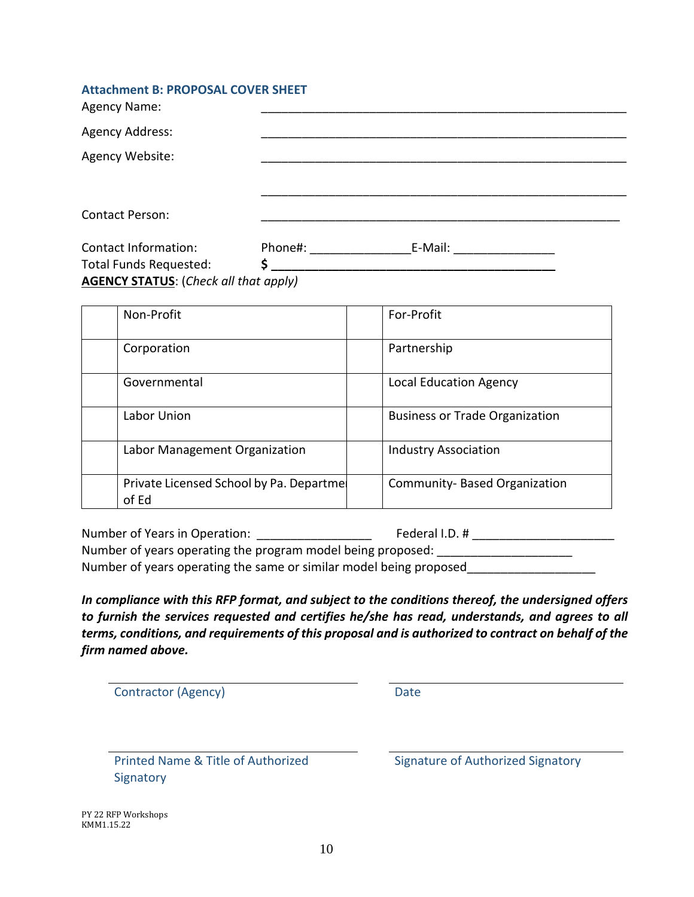### Attachment B: PROPOSAL COVER SHEET

Agency Name: ______________________________________________________

Agency Address: ______________________________________________________

Agency Website: ______________________________________________________

______________________________________________________

Contact Person: ______________________________________________________

Contact Information: Phone#: _______________ E-Mail: _______________

Total Funds Requested: $ ________________________________________

**AGENCY STATUS**: (*Check all that apply)*

| | | | |
|---|---|---|---|
| | Non-Profit | | For-Profit |
| | Corporation | | Partnership |
| | Governmental | | Local Education Agency |
| | Labor Union | | Business or Trade Organization |
| | Labor Management Organization | | Industry Association |
| | Private Licensed School by Pa. Departme of Ed | | Community- Based Organization |

Number of Years in Operation: _________________ Federal I.D. # _____________________

Number of years operating the program model being proposed: ____________________

Number of years operating the same or similar model being proposed___________________

***In compliance with this RFP format, and subject to the conditions thereof, the undersigned offers to furnish the services requested and certifies he/she has read, understands, and agrees to all terms, conditions, and requirements of this proposal and is authorized to contract on behalf of the firm named above.***

______________________________ ______________________________

Contractor (Agency) Date

______________________________ ______________________________

Printed Name & Title of Authorized Signatory Signature of Authorized Signatory

PY 22 RFP Workshops
KMM1.15.22